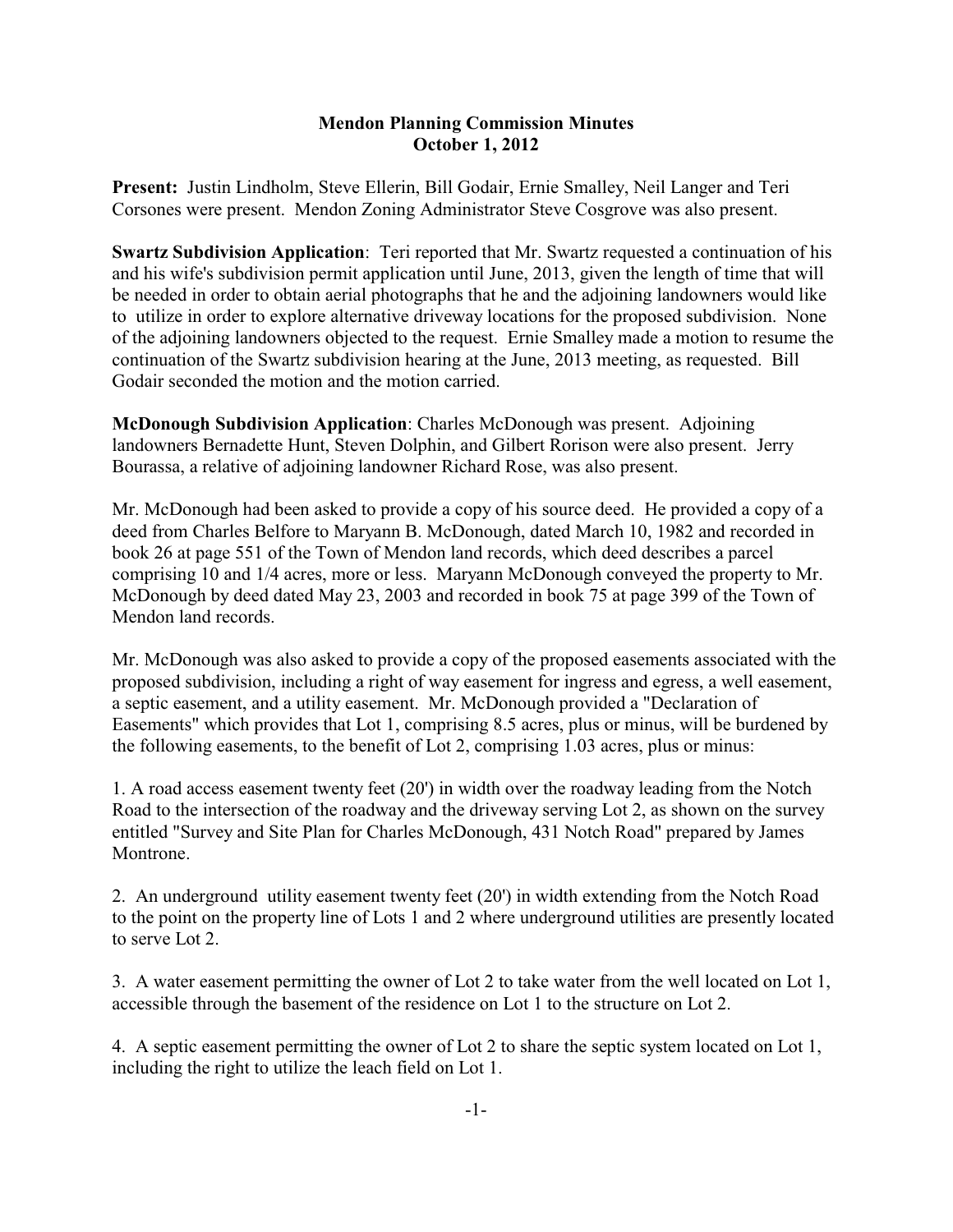**Mendon Planning Commission Minutes**
**October 1, 2012**

**Present:** Justin Lindholm, Steve Ellerin, Bill Godair, Ernie Smalley, Neil Langer and Teri Corsones were present. Mendon Zoning Administrator Steve Cosgrove was also present.

**Swartz Subdivision Application**: Teri reported that Mr. Swartz requested a continuation of his and his wife's subdivision permit application until June, 2013, given the length of time that will be needed in order to obtain aerial photographs that he and the adjoining landowners would like to utilize in order to explore alternative driveway locations for the proposed subdivision. None of the adjoining landowners objected to the request. Ernie Smalley made a motion to resume the continuation of the Swartz subdivision hearing at the June, 2013 meeting, as requested. Bill Godair seconded the motion and the motion carried.

**McDonough Subdivision Application**: Charles McDonough was present. Adjoining landowners Bernadette Hunt, Steven Dolphin, and Gilbert Rorison were also present. Jerry Bourassa, a relative of adjoining landowner Richard Rose, was also present.

Mr. McDonough had been asked to provide a copy of his source deed. He provided a copy of a deed from Charles Belfore to Maryann B. McDonough, dated March 10, 1982 and recorded in book 26 at page 551 of the Town of Mendon land records, which deed describes a parcel comprising 10 and 1/4 acres, more or less. Maryann McDonough conveyed the property to Mr. McDonough by deed dated May 23, 2003 and recorded in book 75 at page 399 of the Town of Mendon land records.

Mr. McDonough was also asked to provide a copy of the proposed easements associated with the proposed subdivision, including a right of way easement for ingress and egress, a well easement, a septic easement, and a utility easement. Mr. McDonough provided a "Declaration of Easements" which provides that Lot 1, comprising 8.5 acres, plus or minus, will be burdened by the following easements, to the benefit of Lot 2, comprising 1.03 acres, plus or minus:

1. A road access easement twenty feet (20') in width over the roadway leading from the Notch Road to the intersection of the roadway and the driveway serving Lot 2, as shown on the survey entitled "Survey and Site Plan for Charles McDonough, 431 Notch Road" prepared by James Montrone.

2. An underground utility easement twenty feet (20') in width extending from the Notch Road to the point on the property line of Lots 1 and 2 where underground utilities are presently located to serve Lot 2.

3. A water easement permitting the owner of Lot 2 to take water from the well located on Lot 1, accessible through the basement of the residence on Lot 1 to the structure on Lot 2.

4. A septic easement permitting the owner of Lot 2 to share the septic system located on Lot 1, including the right to utilize the leach field on Lot 1.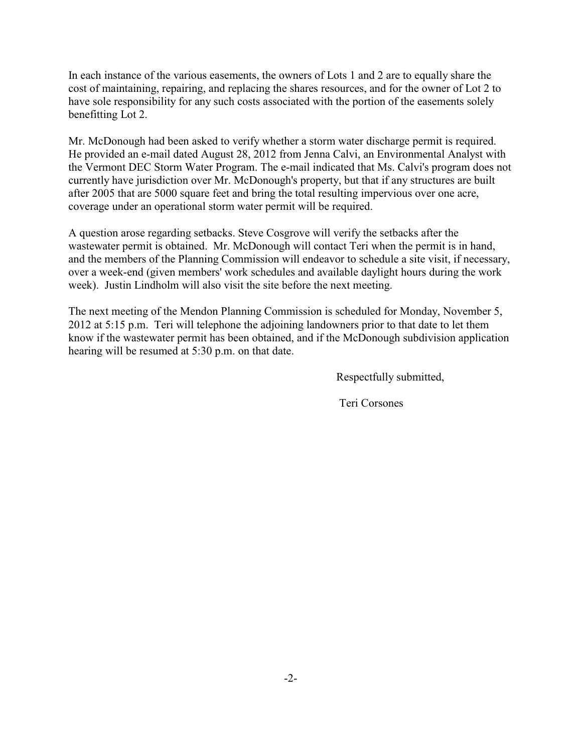In each instance of the various easements, the owners of Lots 1 and 2 are to equally share the cost of maintaining, repairing, and replacing the shares resources, and for the owner of Lot 2 to have sole responsibility for any such costs associated with the portion of the easements solely benefitting Lot 2.

Mr. McDonough had been asked to verify whether a storm water discharge permit is required. He provided an e-mail dated August 28, 2012 from Jenna Calvi, an Environmental Analyst with the Vermont DEC Storm Water Program. The e-mail indicated that Ms. Calvi's program does not currently have jurisdiction over Mr. McDonough's property, but that if any structures are built after 2005 that are 5000 square feet and bring the total resulting impervious over one acre, coverage under an operational storm water permit will be required.

A question arose regarding setbacks. Steve Cosgrove will verify the setbacks after the wastewater permit is obtained. Mr. McDonough will contact Teri when the permit is in hand, and the members of the Planning Commission will endeavor to schedule a site visit, if necessary, over a week-end (given members' work schedules and available daylight hours during the work week). Justin Lindholm will also visit the site before the next meeting.

The next meeting of the Mendon Planning Commission is scheduled for Monday, November 5, 2012 at 5:15 p.m. Teri will telephone the adjoining landowners prior to that date to let them know if the wastewater permit has been obtained, and if the McDonough subdivision application hearing will be resumed at 5:30 p.m. on that date.

Respectfully submitted,

Teri Corsones